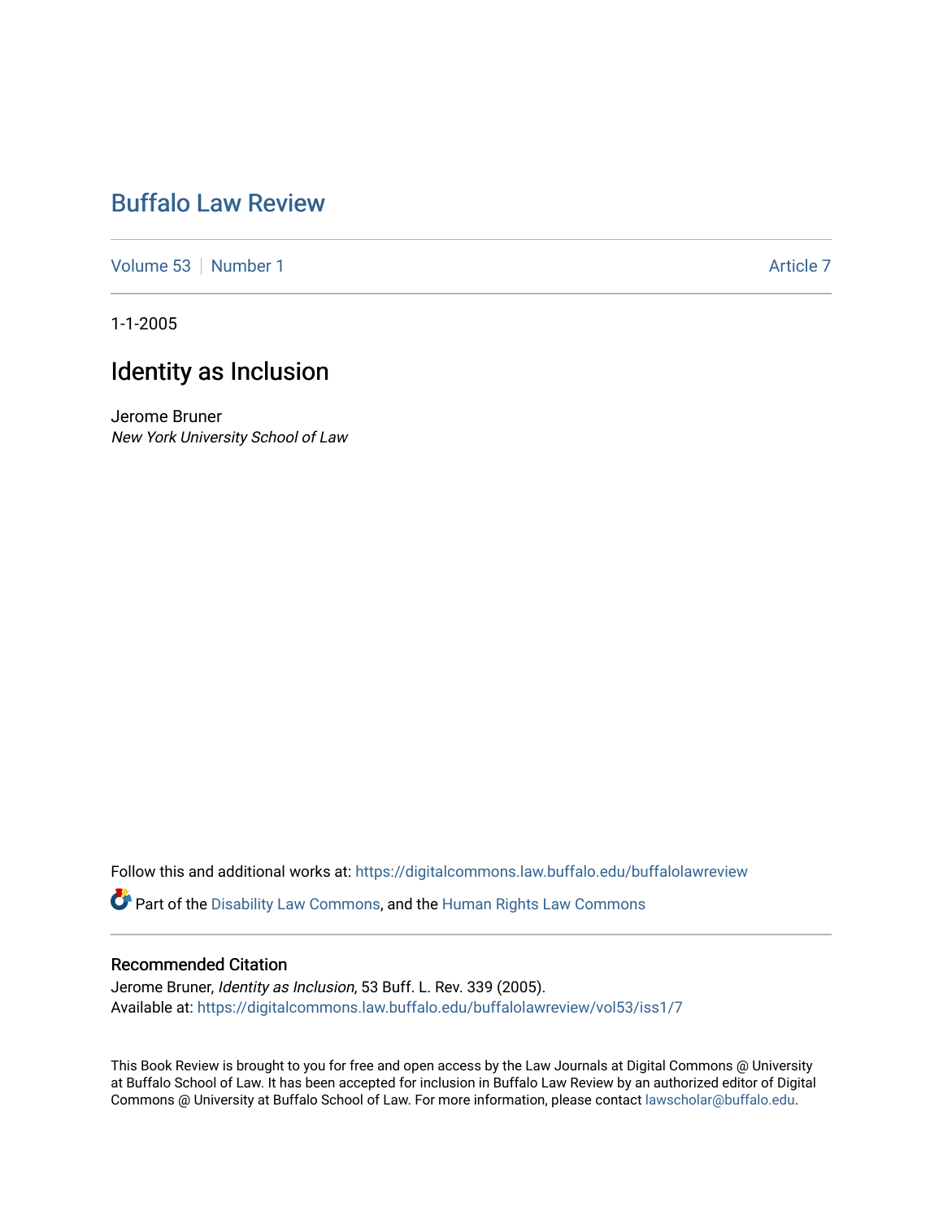# Buffalo Law Review

Volume 53 | Number 1 | Article 7

1-1-2005

## Identity as Inclusion

Jerome Bruner
*New York University School of Law*

Follow this and additional works at: https://digitalcommons.law.buffalo.edu/buffalolawreview

Part of the Disability Law Commons, and the Human Rights Law Commons

### Recommended Citation

Jerome Bruner, *Identity as Inclusion*, 53 Buff. L. Rev. 339 (2005).
Available at: https://digitalcommons.law.buffalo.edu/buffalolawreview/vol53/iss1/7

This Book Review is brought to you for free and open access by the Law Journals at Digital Commons @ University at Buffalo School of Law. It has been accepted for inclusion in Buffalo Law Review by an authorized editor of Digital Commons @ University at Buffalo School of Law. For more information, please contact lawscholar@buffalo.edu.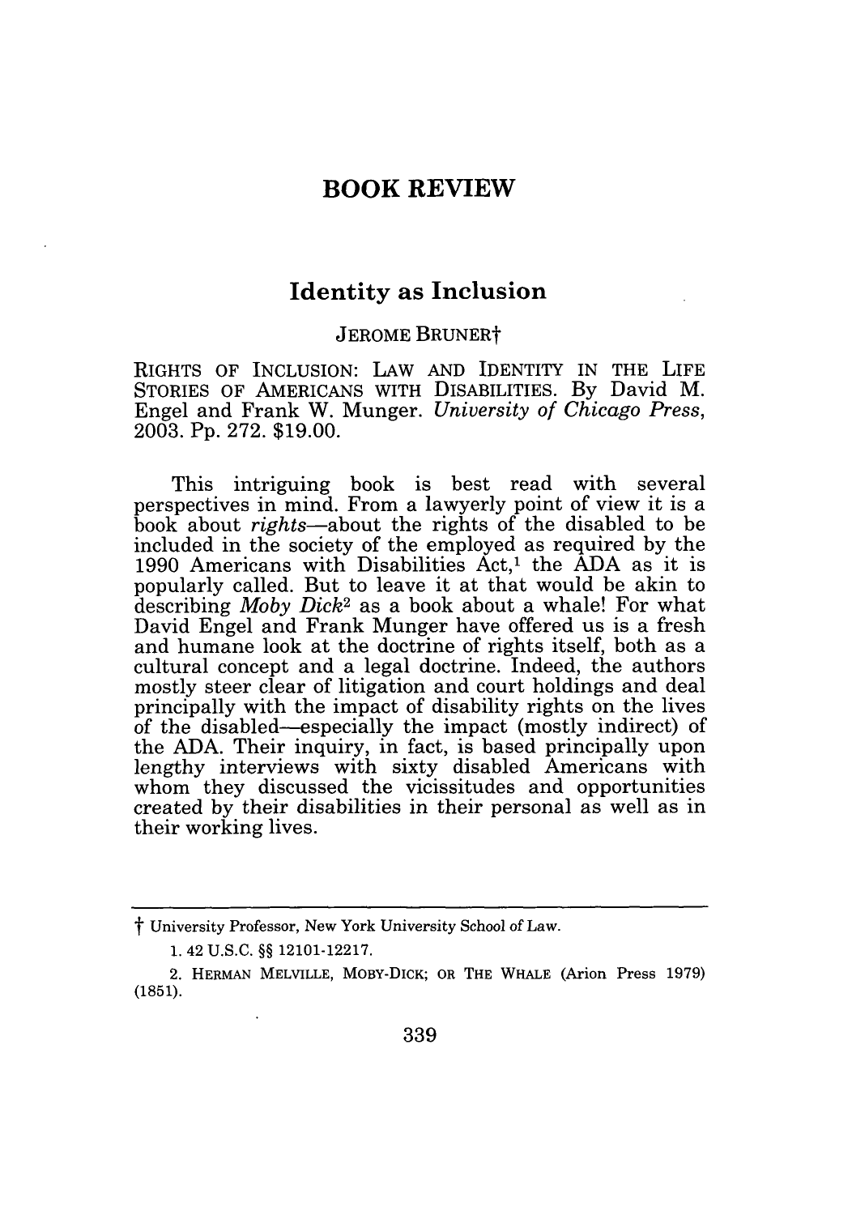# BOOK REVIEW

## Identity as Inclusion

JEROME BRUNER†

RIGHTS OF INCLUSION: LAW AND IDENTITY IN THE LIFE STORIES OF AMERICANS WITH DISABILITIES. By David M. Engel and Frank W. Munger. *University of Chicago Press*, 2003. Pp. 272. $19.00.

This intriguing book is best read with several perspectives in mind. From a lawyerly point of view it is a book about *rights*—about the rights of the disabled to be included in the society of the employed as required by the 1990 Americans with Disabilities Act,[1] the ADA as it is popularly called. But to leave it at that would be akin to describing *Moby Dick*[2] as a book about a whale! For what David Engel and Frank Munger have offered us is a fresh and humane look at the doctrine of rights itself, both as a cultural concept and a legal doctrine. Indeed, the authors mostly steer clear of litigation and court holdings and deal principally with the impact of disability rights on the lives of the disabled—especially the impact (mostly indirect) of the ADA. Their inquiry, in fact, is based principally upon lengthy interviews with sixty disabled Americans with whom they discussed the vicissitudes and opportunities created by their disabilities in their personal as well as in their working lives.

---

† University Professor, New York University School of Law.

1. 42 U.S.C. §§ 12101-12217.

2. HERMAN MELVILLE, MOBY-DICK; OR THE WHALE (Arion Press 1979) (1851).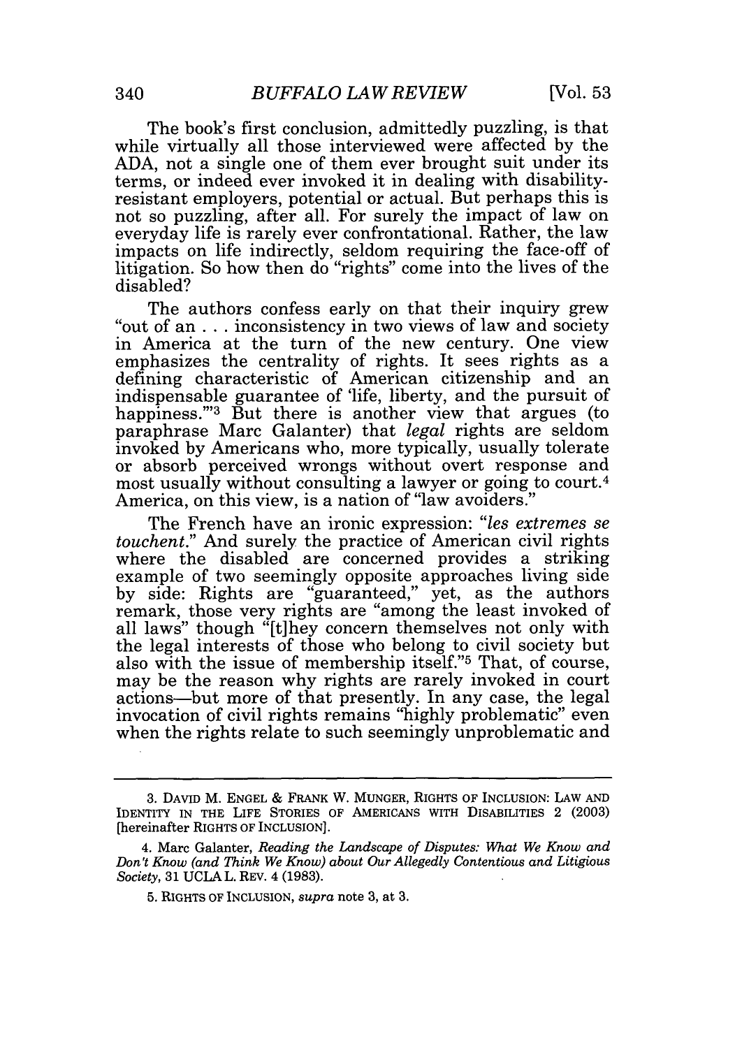The book's first conclusion, admittedly puzzling, is that while virtually all those interviewed were affected by the ADA, not a single one of them ever brought suit under its terms, or indeed ever invoked it in dealing with disability-resistant employers, potential or actual. But perhaps this is not so puzzling, after all. For surely the impact of law on everyday life is rarely ever confrontational. Rather, the law impacts on life indirectly, seldom requiring the face-off of litigation. So how then do "rights" come into the lives of the disabled?

The authors confess early on that their inquiry grew "out of an . . . inconsistency in two views of law and society in America at the turn of the new century. One view emphasizes the centrality of rights. It sees rights as a defining characteristic of American citizenship and an indispensable guarantee of 'life, liberty, and the pursuit of happiness.'"[3] But there is another view that argues (to paraphrase Marc Galanter) that *legal* rights are seldom invoked by Americans who, more typically, usually tolerate or absorb perceived wrongs without overt response and most usually without consulting a lawyer or going to court.[4] America, on this view, is a nation of "law avoiders."

The French have an ironic expression: *"les extremes se touchent."* And surely the practice of American civil rights where the disabled are concerned provides a striking example of two seemingly opposite approaches living side by side: Rights are "guaranteed," yet, as the authors remark, those very rights are "among the least invoked of all laws" though "[t]hey concern themselves not only with the legal interests of those who belong to civil society but also with the issue of membership itself."[5] That, of course, may be the reason why rights are rarely invoked in court actions—but more of that presently. In any case, the legal invocation of civil rights remains "highly problematic" even when the rights relate to such seemingly unproblematic and

---

3. DAVID M. ENGEL & FRANK W. MUNGER, RIGHTS OF INCLUSION: LAW AND IDENTITY IN THE LIFE STORIES OF AMERICANS WITH DISABILITIES 2 (2003) [hereinafter RIGHTS OF INCLUSION].

4. Marc Galanter, *Reading the Landscape of Disputes: What We Know and Don't Know (and Think We Know) about Our Allegedly Contentious and Litigious Society*, 31 UCLA L. REV. 4 (1983).

5. RIGHTS OF INCLUSION, *supra* note 3, at 3.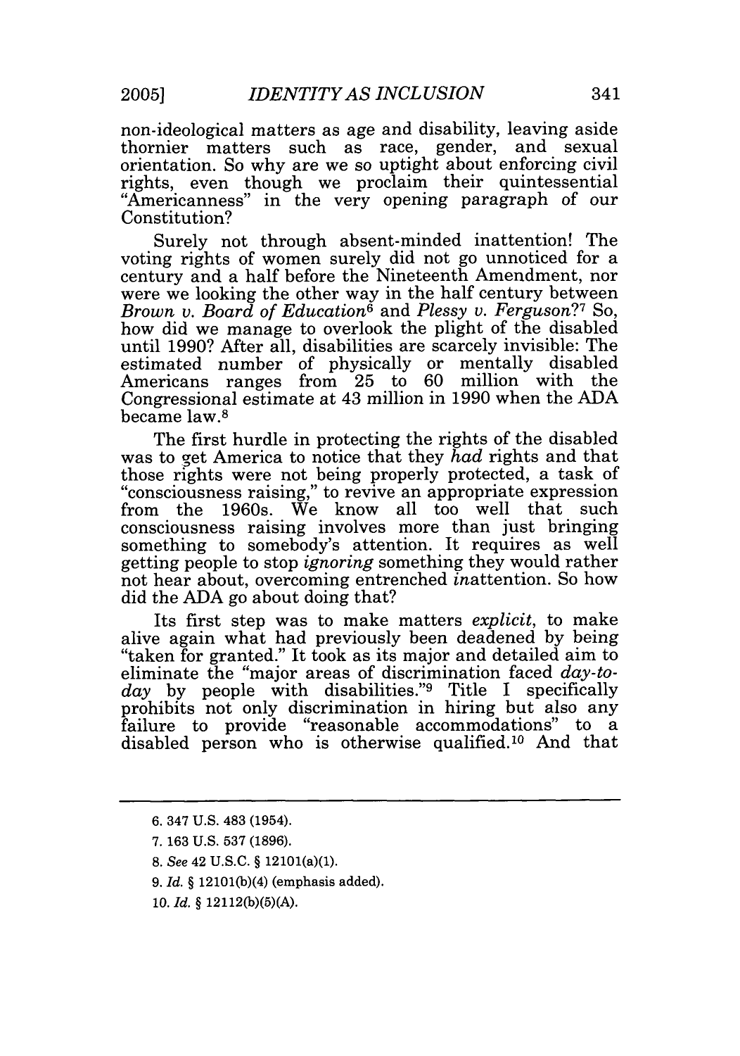non-ideological matters as age and disability, leaving aside thornier matters such as race, gender, and sexual orientation. So why are we so uptight about enforcing civil rights, even though we proclaim their quintessential "Americanness" in the very opening paragraph of our Constitution?

Surely not through absent-minded inattention! The voting rights of women surely did not go unnoticed for a century and a half before the Nineteenth Amendment, nor were we looking the other way in the half century between *Brown v. Board of Education*[6] and *Plessy v. Ferguson*?[7] So, how did we manage to overlook the plight of the disabled until 1990? After all, disabilities are scarcely invisible: The estimated number of physically or mentally disabled Americans ranges from 25 to 60 million with the Congressional estimate at 43 million in 1990 when the ADA became law.[8]

The first hurdle in protecting the rights of the disabled was to get America to notice that they *had* rights and that those rights were not being properly protected, a task of "consciousness raising," to revive an appropriate expression from the 1960s. We know all too well that such consciousness raising involves more than just bringing something to somebody's attention. It requires as well getting people to stop *ignoring* something they would rather not hear about, overcoming entrenched *in*attention. So how did the ADA go about doing that?

Its first step was to make matters *explicit*, to make alive again what had previously been deadened by being "taken for granted." It took as its major and detailed aim to eliminate the "major areas of discrimination faced *day-to-day* by people with disabilities."[9] Title I specifically prohibits not only discrimination in hiring but also any failure to provide "reasonable accommodations" to a disabled person who is otherwise qualified.[10] And that

---

6. 347 U.S. 483 (1954).

7. 163 U.S. 537 (1896).

8. *See* 42 U.S.C. § 12101(a)(1).

9. *Id.* § 12101(b)(4) (emphasis added).

10. *Id.* § 12112(b)(5)(A).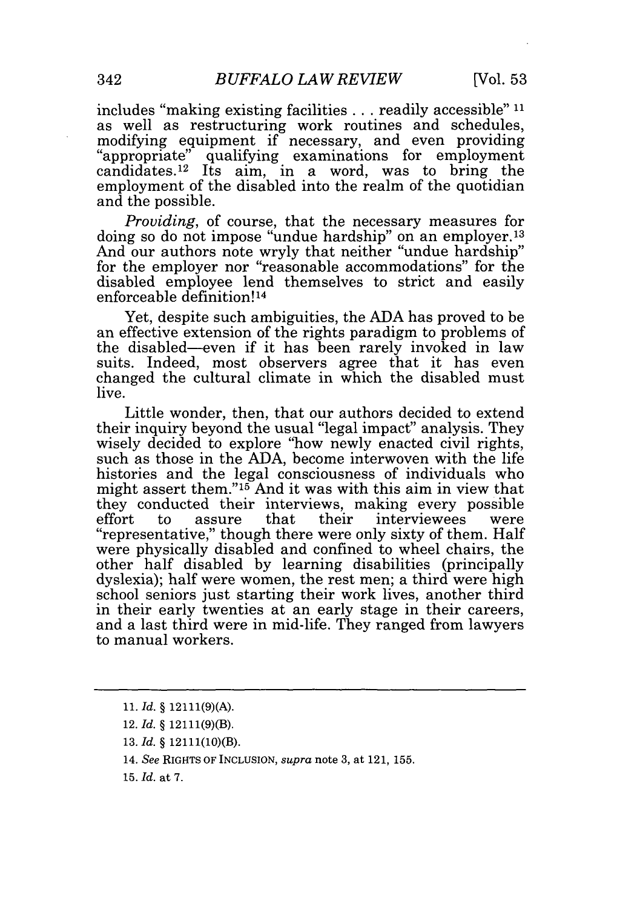includes "making existing facilities . . . readily accessible" [11] as well as restructuring work routines and schedules, modifying equipment if necessary, and even providing "appropriate" qualifying examinations for employment candidates.[12] Its aim, in a word, was to bring the employment of the disabled into the realm of the quotidian and the possible.

*Providing*, of course, that the necessary measures for doing so do not impose "undue hardship" on an employer.[13] And our authors note wryly that neither "undue hardship" for the employer nor "reasonable accommodations" for the disabled employee lend themselves to strict and easily enforceable definition![14]

Yet, despite such ambiguities, the ADA has proved to be an effective extension of the rights paradigm to problems of the disabled—even if it has been rarely invoked in law suits. Indeed, most observers agree that it has even changed the cultural climate in which the disabled must live.

Little wonder, then, that our authors decided to extend their inquiry beyond the usual "legal impact" analysis. They wisely decided to explore "how newly enacted civil rights, such as those in the ADA, become interwoven with the life histories and the legal consciousness of individuals who might assert them."[15] And it was with this aim in view that they conducted their interviews, making every possible effort to assure that their interviewees were "representative," though there were only sixty of them. Half were physically disabled and confined to wheel chairs, the other half disabled by learning disabilities (principally dyslexia); half were women, the rest men; a third were high school seniors just starting their work lives, another third in their early twenties at an early stage in their careers, and a last third were in mid-life. They ranged from lawyers to manual workers.

---

11. *Id.* § 12111(9)(A).

12. *Id.* § 12111(9)(B).

13. *Id.* § 12111(10)(B).

14. *See* RIGHTS OF INCLUSION, *supra* note 3, at 121, 155.

15. *Id.* at 7.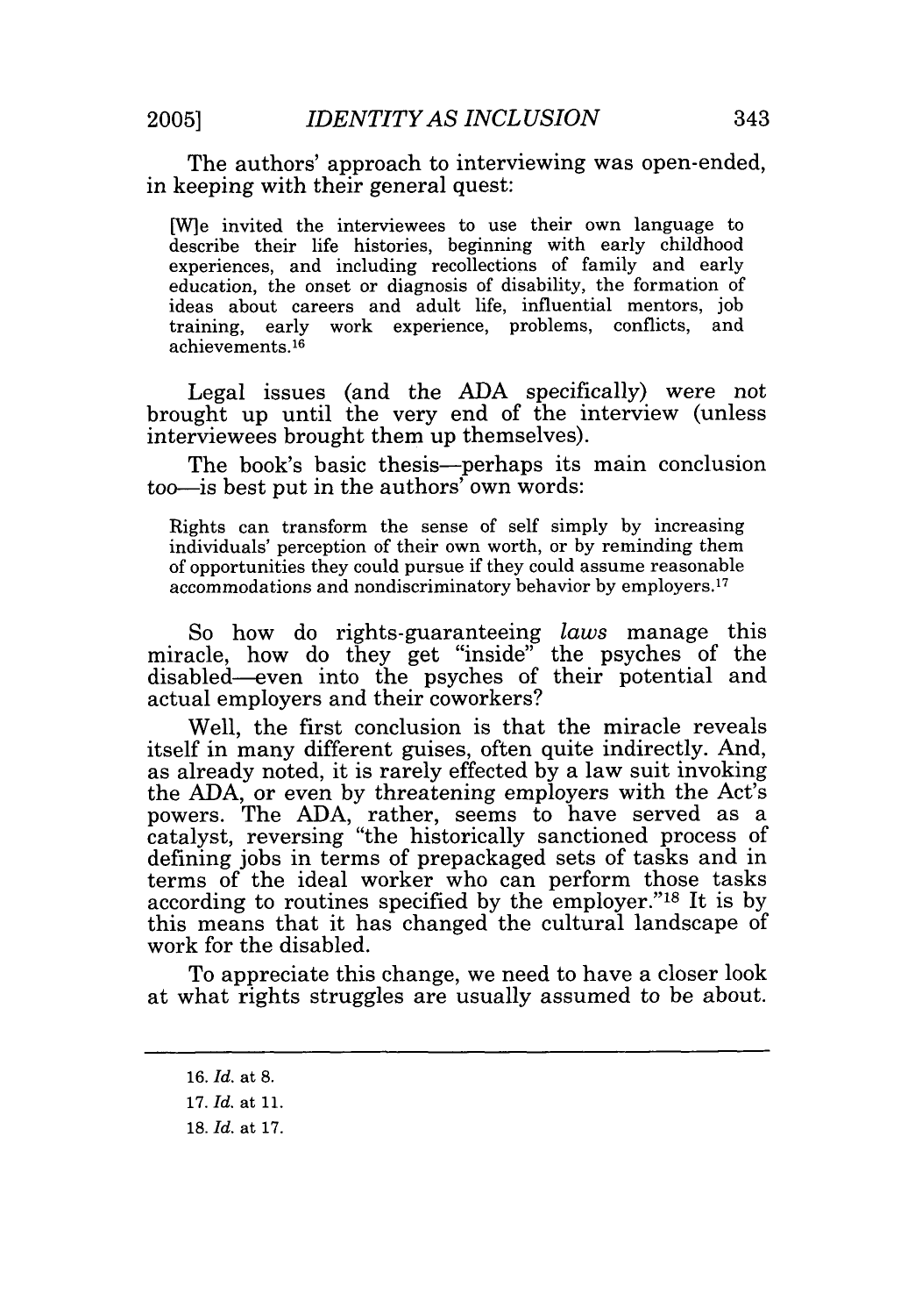The authors' approach to interviewing was open-ended, in keeping with their general quest:

> [W]e invited the interviewees to use their own language to describe their life histories, beginning with early childhood experiences, and including recollections of family and early education, the onset or diagnosis of disability, the formation of ideas about careers and adult life, influential mentors, job training, early work experience, problems, conflicts, and achievements.[16]

Legal issues (and the ADA specifically) were not brought up until the very end of the interview (unless interviewees brought them up themselves).

The book's basic thesis—perhaps its main conclusion too—is best put in the authors' own words:

> Rights can transform the sense of self simply by increasing individuals' perception of their own worth, or by reminding them of opportunities they could pursue if they could assume reasonable accommodations and nondiscriminatory behavior by employers.[17]

So how do rights-guaranteeing *laws* manage this miracle, how do they get "inside" the psyches of the disabled—even into the psyches of their potential and actual employers and their coworkers?

Well, the first conclusion is that the miracle reveals itself in many different guises, often quite indirectly. And, as already noted, it is rarely effected by a law suit invoking the ADA, or even by threatening employers with the Act's powers. The ADA, rather, seems to have served as a catalyst, reversing "the historically sanctioned process of defining jobs in terms of prepackaged sets of tasks and in terms of the ideal worker who can perform those tasks according to routines specified by the employer."[18] It is by this means that it has changed the cultural landscape of work for the disabled.

To appreciate this change, we need to have a closer look at what rights struggles are usually assumed to be about.

---

16. *Id.* at 8.

17. *Id.* at 11.

18. *Id.* at 17.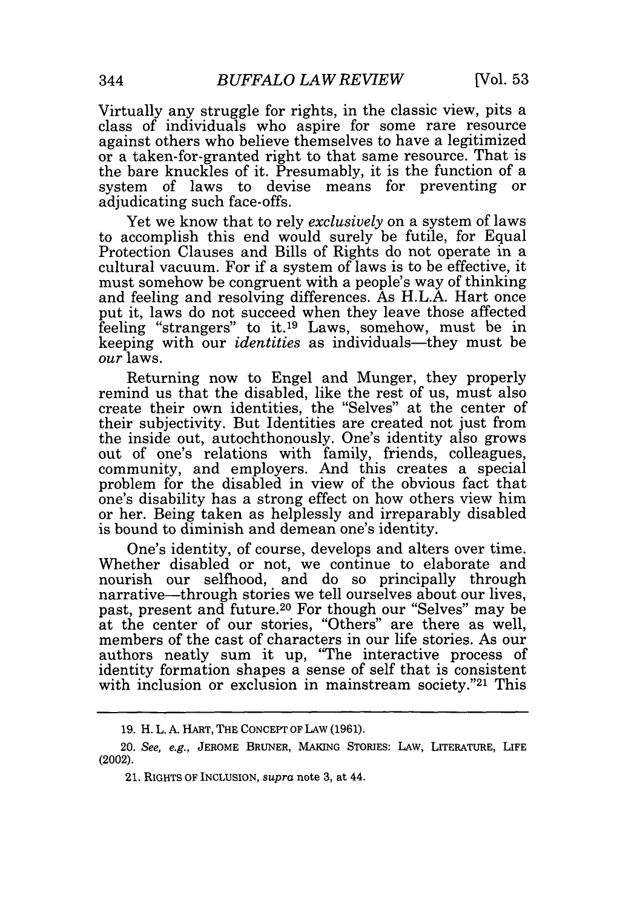Virtually any struggle for rights, in the classic view, pits a class of individuals who aspire for some rare resource against others who believe themselves to have a legitimized or a taken-for-granted right to that same resource. That is the bare knuckles of it. Presumably, it is the function of a system of laws to devise means for preventing or adjudicating such face-offs.

Yet we know that to rely *exclusively* on a system of laws to accomplish this end would surely be futile, for Equal Protection Clauses and Bills of Rights do not operate in a cultural vacuum. For if a system of laws is to be effective, it must somehow be congruent with a people's way of thinking and feeling and resolving differences. As H.L.A. Hart once put it, laws do not succeed when they leave those affected feeling "strangers" to it.[19] Laws, somehow, must be in keeping with our *identities* as individuals—they must be *our* laws.

Returning now to Engel and Munger, they properly remind us that the disabled, like the rest of us, must also create their own identities, the "Selves" at the center of their subjectivity. But Identities are created not just from the inside out, autochthonously. One's identity also grows out of one's relations with family, friends, colleagues, community, and employers. And this creates a special problem for the disabled in view of the obvious fact that one's disability has a strong effect on how others view him or her. Being taken as helplessly and irreparably disabled is bound to diminish and demean one's identity.

One's identity, of course, develops and alters over time. Whether disabled or not, we continue to elaborate and nourish our selfhood, and do so principally through narrative—through stories we tell ourselves about our lives, past, present and future.[20] For though our "Selves" may be at the center of our stories, "Others" are there as well, members of the cast of characters in our life stories. As our authors neatly sum it up, "The interactive process of identity formation shapes a sense of self that is consistent with inclusion or exclusion in mainstream society."[21] This

---

19. H. L. A. HART, THE CONCEPT OF LAW (1961).

20. *See, e.g.*, JEROME BRUNER, MAKING STORIES: LAW, LITERATURE, LIFE (2002).

21. RIGHTS OF INCLUSION, *supra* note 3, at 44.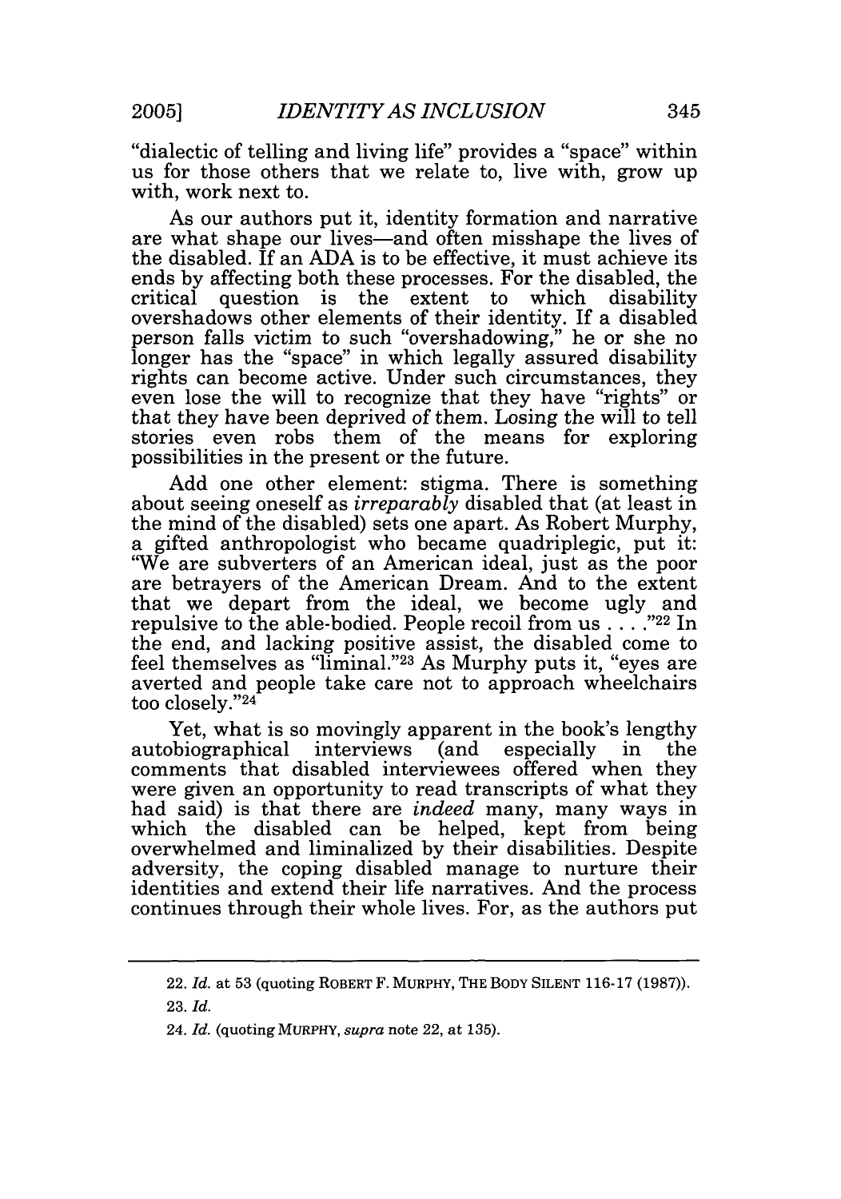"dialectic of telling and living life" provides a "space" within us for those others that we relate to, live with, grow up with, work next to.

As our authors put it, identity formation and narrative are what shape our lives—and often misshape the lives of the disabled. If an ADA is to be effective, it must achieve its ends by affecting both these processes. For the disabled, the critical question is the extent to which disability overshadows other elements of their identity. If a disabled person falls victim to such "overshadowing," he or she no longer has the "space" in which legally assured disability rights can become active. Under such circumstances, they even lose the will to recognize that they have "rights" or that they have been deprived of them. Losing the will to tell stories even robs them of the means for exploring possibilities in the present or the future.

Add one other element: stigma. There is something about seeing oneself as *irreparably* disabled that (at least in the mind of the disabled) sets one apart. As Robert Murphy, a gifted anthropologist who became quadriplegic, put it: "We are subverters of an American ideal, just as the poor are betrayers of the American Dream. And to the extent that we depart from the ideal, we become ugly and repulsive to the able-bodied. People recoil from us . . . ."[22] In the end, and lacking positive assist, the disabled come to feel themselves as "liminal."[23] As Murphy puts it, "eyes are averted and people take care not to approach wheelchairs too closely."[24]

Yet, what is so movingly apparent in the book's lengthy autobiographical interviews (and especially in the comments that disabled interviewees offered when they were given an opportunity to read transcripts of what they had said) is that there are *indeed* many, many ways in which the disabled can be helped, kept from being overwhelmed and liminalized by their disabilities. Despite adversity, the coping disabled manage to nurture their identities and extend their life narratives. And the process continues through their whole lives. For, as the authors put

---

22. *Id.* at 53 (quoting ROBERT F. MURPHY, THE BODY SILENT 116-17 (1987)).

23. *Id.*

24. *Id.* (quoting MURPHY, *supra* note 22, at 135).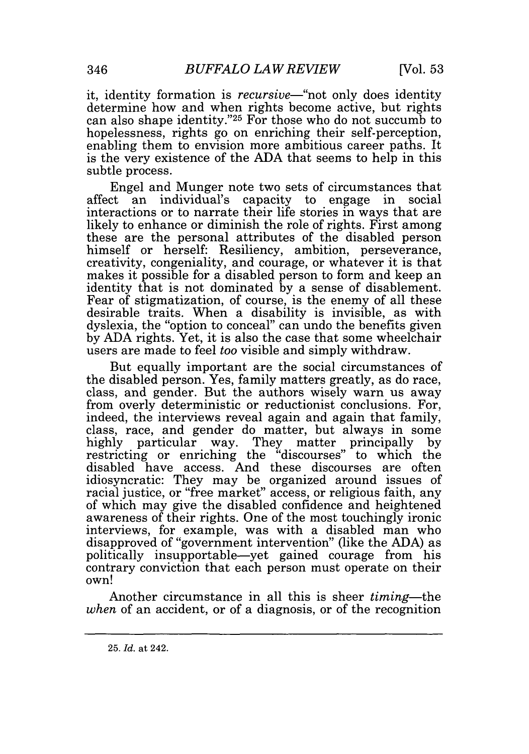it, identity formation is *recursive*—"not only does identity determine how and when rights become active, but rights can also shape identity."[25] For those who do not succumb to hopelessness, rights go on enriching their self-perception, enabling them to envision more ambitious career paths. It is the very existence of the ADA that seems to help in this subtle process.

Engel and Munger note two sets of circumstances that affect an individual's capacity to engage in social interactions or to narrate their life stories in ways that are likely to enhance or diminish the role of rights. First among these are the personal attributes of the disabled person himself or herself: Resiliency, ambition, perseverance, creativity, congeniality, and courage, or whatever it is that makes it possible for a disabled person to form and keep an identity that is not dominated by a sense of disablement. Fear of stigmatization, of course, is the enemy of all these desirable traits. When a disability is invisible, as with dyslexia, the "option to conceal" can undo the benefits given by ADA rights. Yet, it is also the case that some wheelchair users are made to feel *too* visible and simply withdraw.

But equally important are the social circumstances of the disabled person. Yes, family matters greatly, as do race, class, and gender. But the authors wisely warn us away from overly deterministic or reductionist conclusions. For, indeed, the interviews reveal again and again that family, class, race, and gender do matter, but always in some highly particular way. They matter principally by restricting or enriching the "discourses" to which the disabled have access. And these discourses are often idiosyncratic: They may be organized around issues of racial justice, or "free market" access, or religious faith, any of which may give the disabled confidence and heightened awareness of their rights. One of the most touchingly ironic interviews, for example, was with a disabled man who disapproved of "government intervention" (like the ADA) as politically insupportable—yet gained courage from his contrary conviction that each person must operate on their own!

Another circumstance in all this is sheer *timing*—the *when* of an accident, or of a diagnosis, or of the recognition

---

25. *Id.* at 242.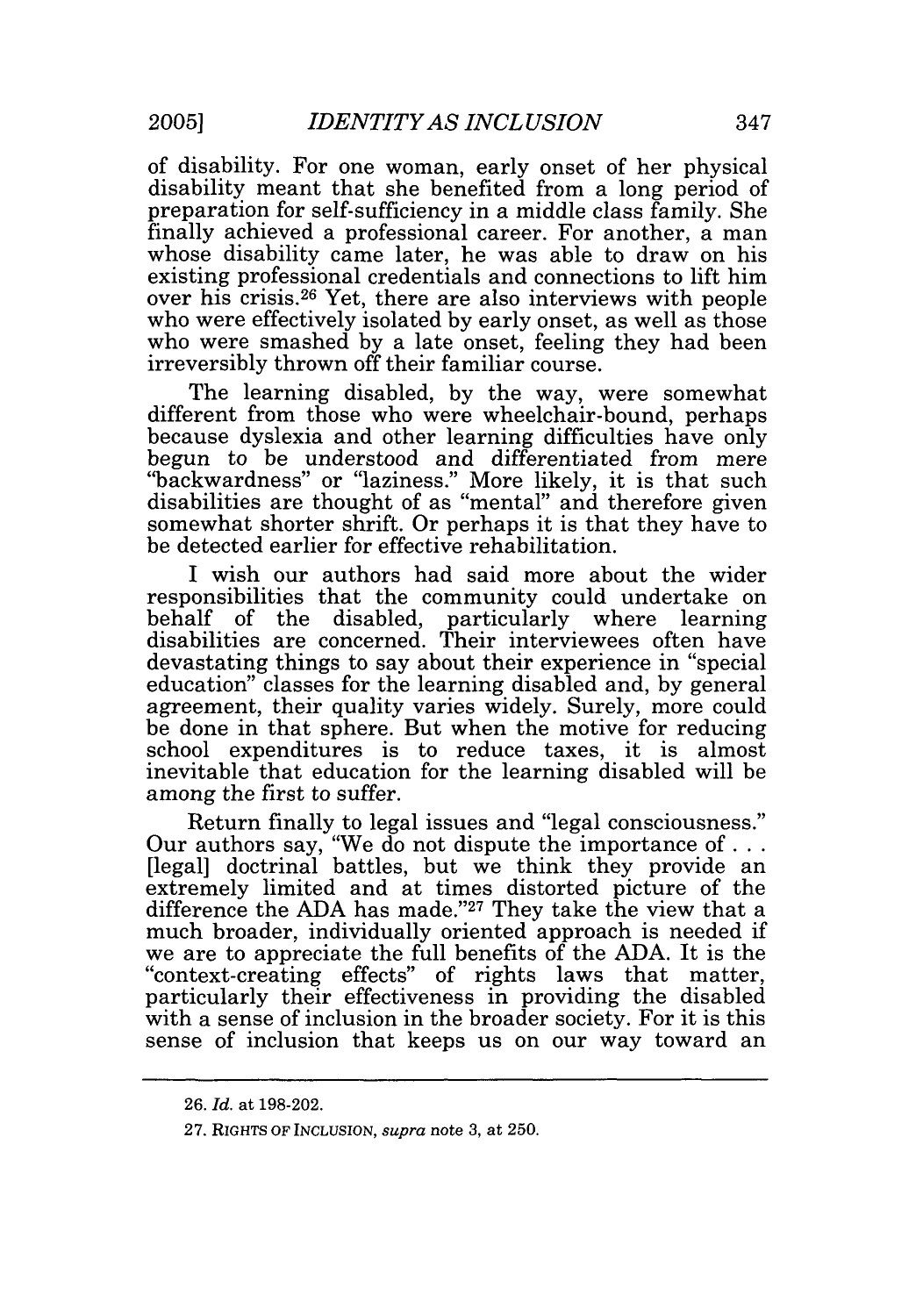of disability. For one woman, early onset of her physical disability meant that she benefited from a long period of preparation for self-sufficiency in a middle class family. She finally achieved a professional career. For another, a man whose disability came later, he was able to draw on his existing professional credentials and connections to lift him over his crisis.[26] Yet, there are also interviews with people who were effectively isolated by early onset, as well as those who were smashed by a late onset, feeling they had been irreversibly thrown off their familiar course.

The learning disabled, by the way, were somewhat different from those who were wheelchair-bound, perhaps because dyslexia and other learning difficulties have only begun to be understood and differentiated from mere "backwardness" or "laziness." More likely, it is that such disabilities are thought of as "mental" and therefore given somewhat shorter shrift. Or perhaps it is that they have to be detected earlier for effective rehabilitation.

I wish our authors had said more about the wider responsibilities that the community could undertake on behalf of the disabled, particularly where learning disabilities are concerned. Their interviewees often have devastating things to say about their experience in "special education" classes for the learning disabled and, by general agreement, their quality varies widely. Surely, more could be done in that sphere. But when the motive for reducing school expenditures is to reduce taxes, it is almost inevitable that education for the learning disabled will be among the first to suffer.

Return finally to legal issues and "legal consciousness." Our authors say, "We do not dispute the importance of . . . [legal] doctrinal battles, but we think they provide an extremely limited and at times distorted picture of the difference the ADA has made."[27] They take the view that a much broader, individually oriented approach is needed if we are to appreciate the full benefits of the ADA. It is the "context-creating effects" of rights laws that matter, particularly their effectiveness in providing the disabled with a sense of inclusion in the broader society. For it is this sense of inclusion that keeps us on our way toward an

---

26. *Id.* at 198-202.

27. RIGHTS OF INCLUSION, *supra* note 3, at 250.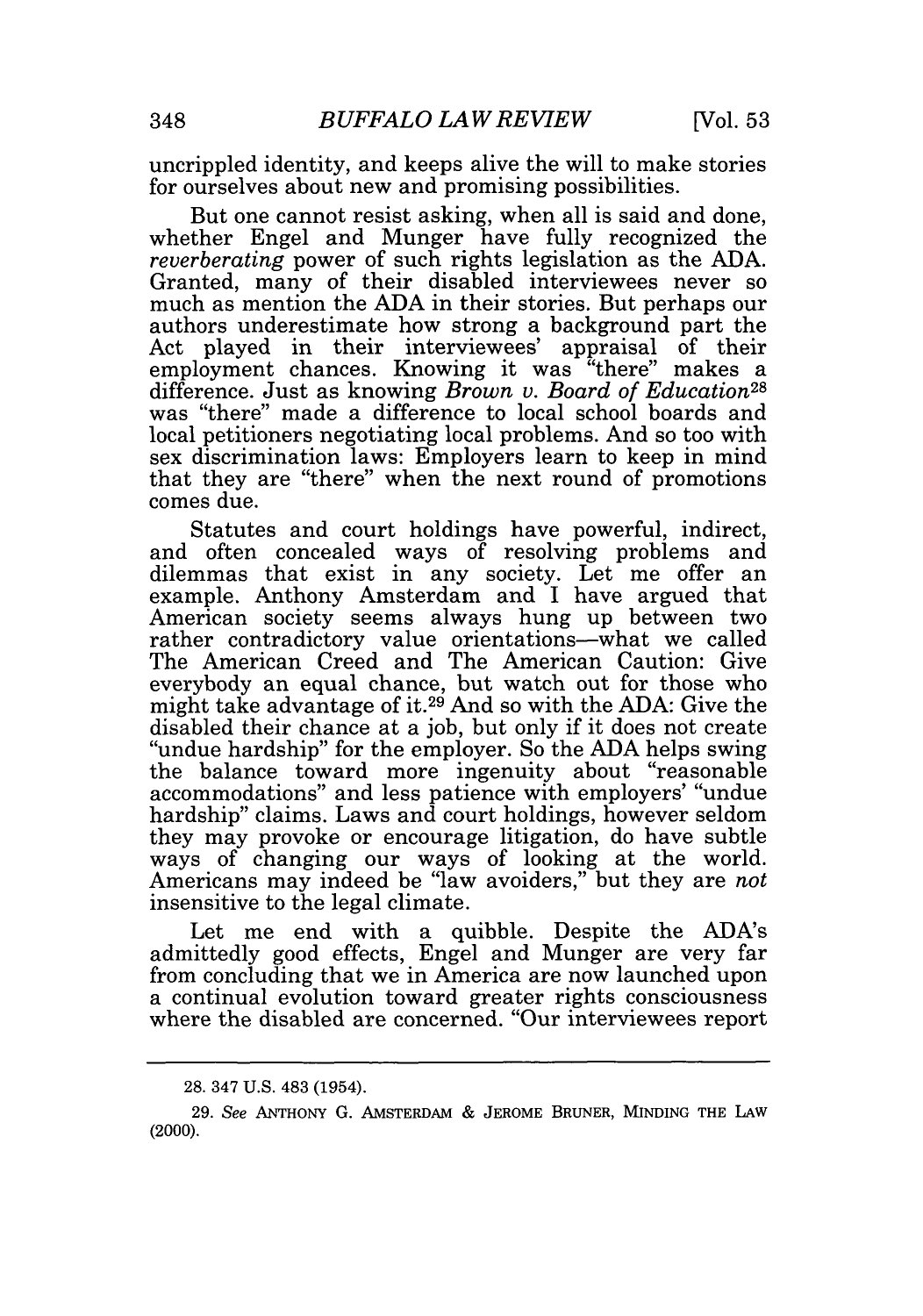uncrippled identity, and keeps alive the will to make stories for ourselves about new and promising possibilities.

But one cannot resist asking, when all is said and done, whether Engel and Munger have fully recognized the *reverberating* power of such rights legislation as the ADA. Granted, many of their disabled interviewees never so much as mention the ADA in their stories. But perhaps our authors underestimate how strong a background part the Act played in their interviewees' appraisal of their employment chances. Knowing it was "there" makes a difference. Just as knowing *Brown v. Board of Education*[28] was "there" made a difference to local school boards and local petitioners negotiating local problems. And so too with sex discrimination laws: Employers learn to keep in mind that they are "there" when the next round of promotions comes due.

Statutes and court holdings have powerful, indirect, and often concealed ways of resolving problems and dilemmas that exist in any society. Let me offer an example. Anthony Amsterdam and I have argued that American society seems always hung up between two rather contradictory value orientations—what we called The American Creed and The American Caution: Give everybody an equal chance, but watch out for those who might take advantage of it.[29] And so with the ADA: Give the disabled their chance at a job, but only if it does not create "undue hardship" for the employer. So the ADA helps swing the balance toward more ingenuity about "reasonable accommodations" and less patience with employers' "undue hardship" claims. Laws and court holdings, however seldom they may provoke or encourage litigation, do have subtle ways of changing our ways of looking at the world. Americans may indeed be "law avoiders," but they are *not* insensitive to the legal climate.

Let me end with a quibble. Despite the ADA's admittedly good effects, Engel and Munger are very far from concluding that we in America are now launched upon a continual evolution toward greater rights consciousness where the disabled are concerned. "Our interviewees report

---

28. 347 U.S. 483 (1954).

29. *See* ANTHONY G. AMSTERDAM & JEROME BRUNER, MINDING THE LAW (2000).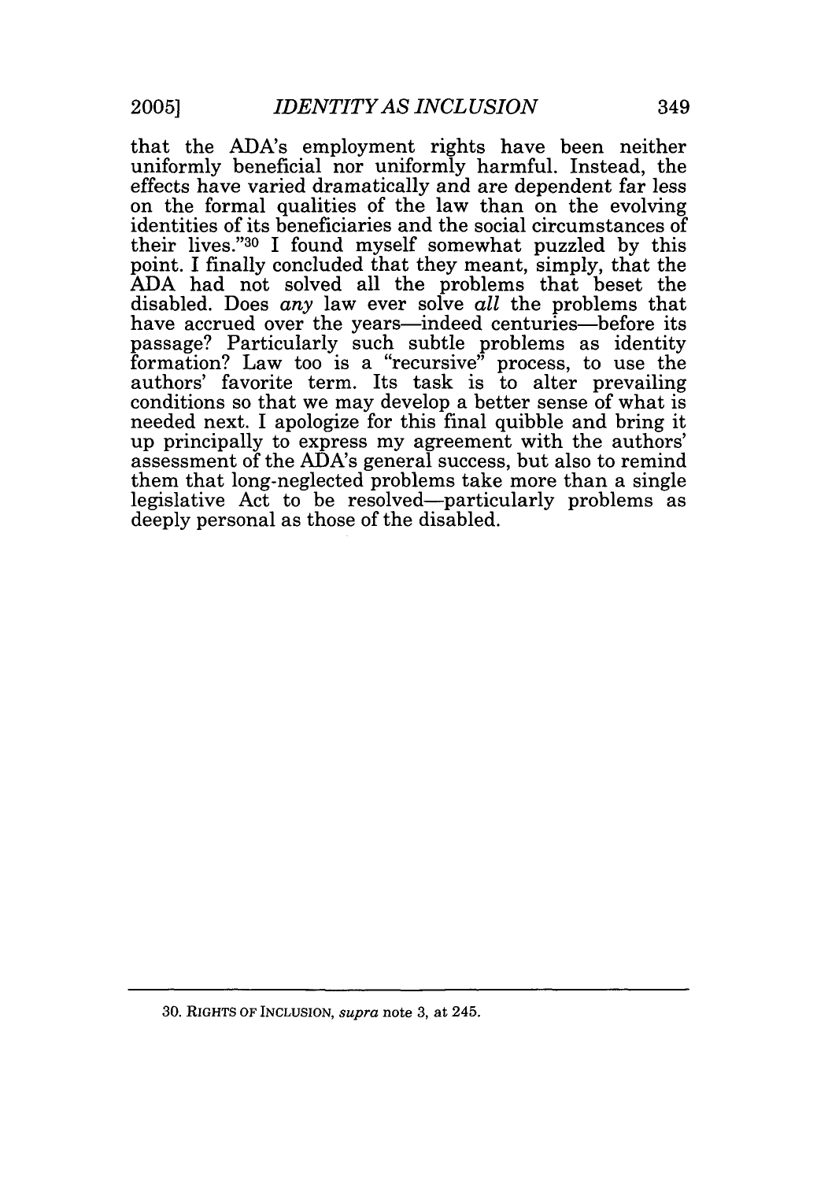that the ADA's employment rights have been neither uniformly beneficial nor uniformly harmful. Instead, the effects have varied dramatically and are dependent far less on the formal qualities of the law than on the evolving identities of its beneficiaries and the social circumstances of their lives."[30] I found myself somewhat puzzled by this point. I finally concluded that they meant, simply, that the ADA had not solved all the problems that beset the disabled. Does *any* law ever solve *all* the problems that have accrued over the years—indeed centuries—before its passage? Particularly such subtle problems as identity formation? Law too is a "recursive" process, to use the authors' favorite term. Its task is to alter prevailing conditions so that we may develop a better sense of what is needed next. I apologize for this final quibble and bring it up principally to express my agreement with the authors' assessment of the ADA's general success, but also to remind them that long-neglected problems take more than a single legislative Act to be resolved—particularly problems as deeply personal as those of the disabled.

---

30. RIGHTS OF INCLUSION, *supra* note 3, at 245.